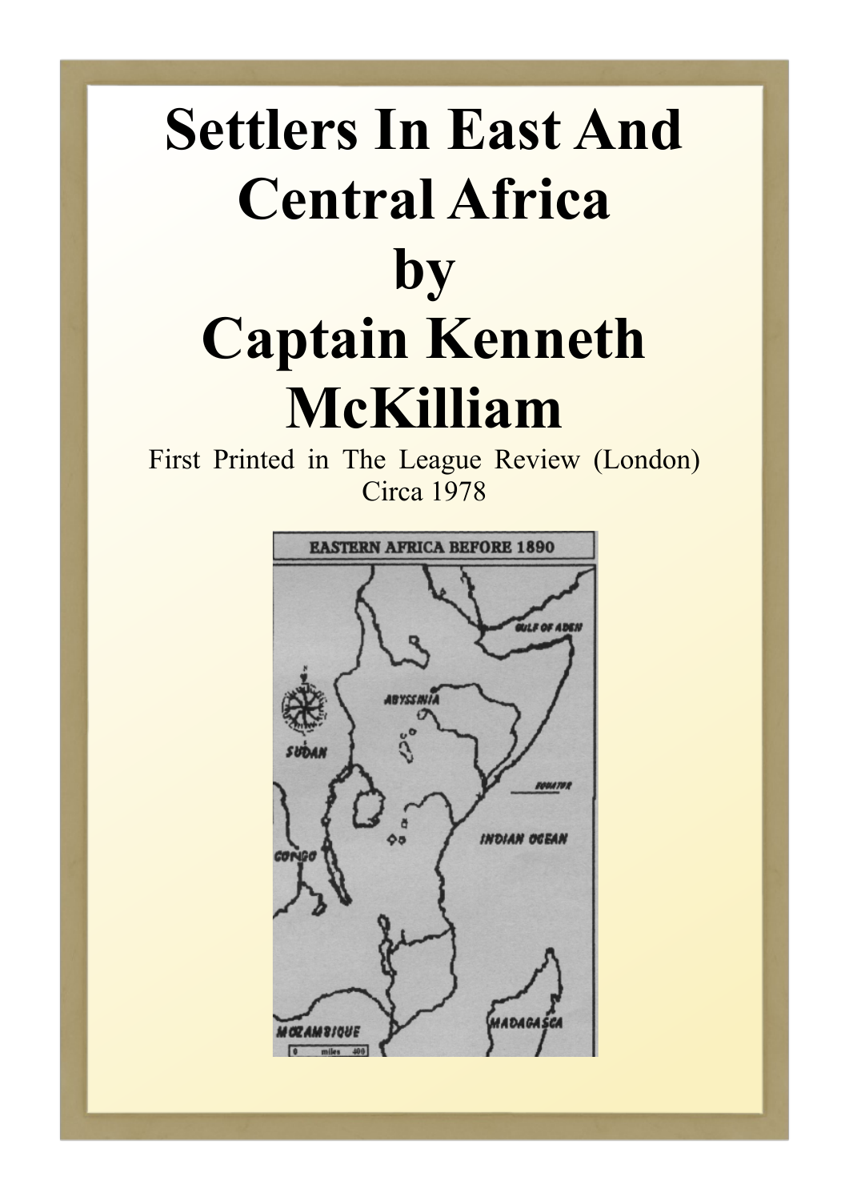# Settlers In East And Central Africa by Captain Kenneth McKilliam

First Printed in The League Review (London) Circa 1978

EASTERN AFRICA BEFORE 1890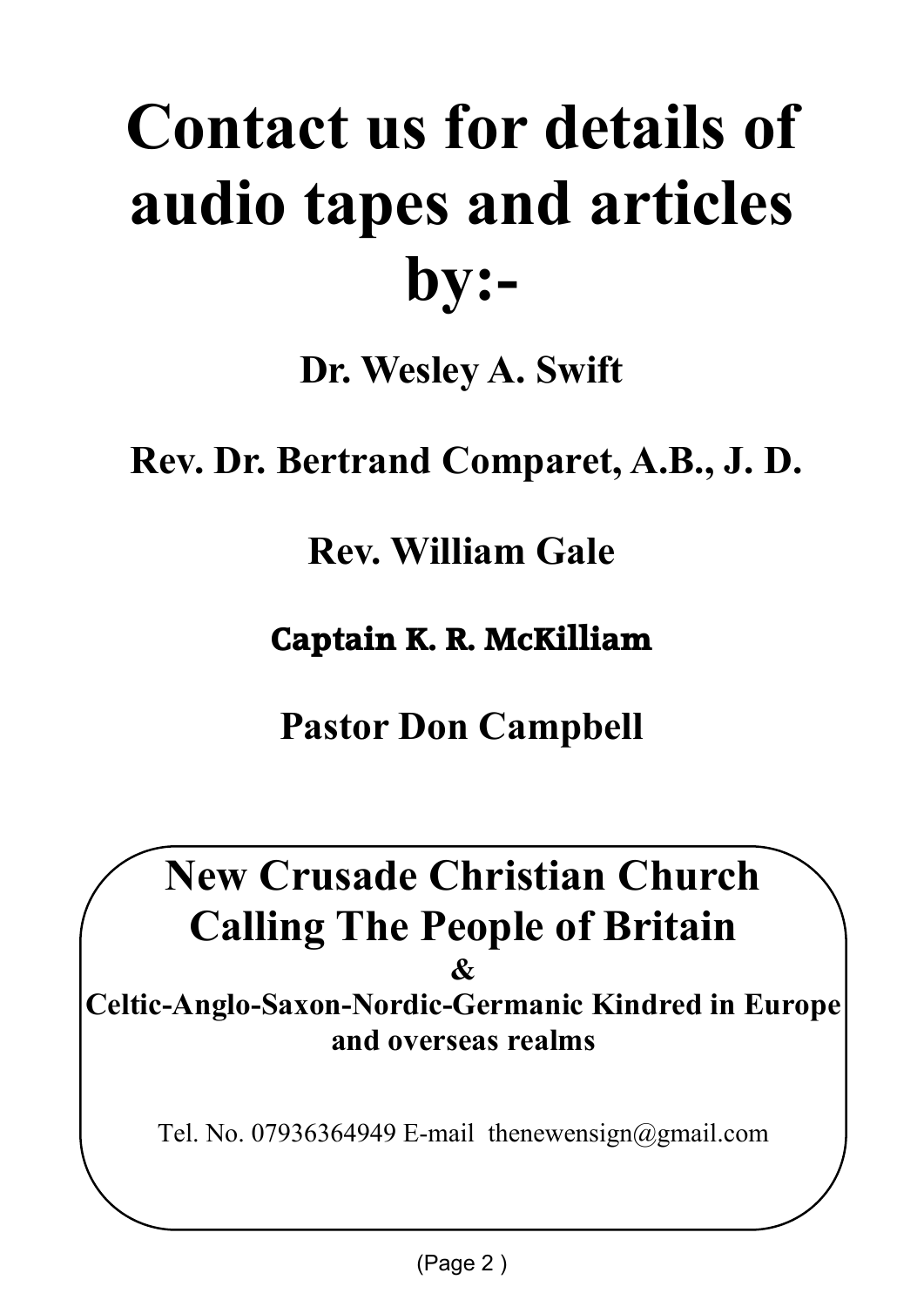# Contact us for details of audio tapes and articles by:-

**Dr. Wesley A. Swift**

**Rev. Dr. Bertrand Comparet, A.B., J. D.**

**Rev. William Gale**

**Captain K. R. McKilliam**

**Pastor Don Campbell**

## New Crusade Christian Church Calling The People of Britain

**&**

**Celtic-Anglo-Saxon-Nordic-Germanic Kindred in Europe and overseas realms**

Tel. No. 07936364949 E-mail thenewensign@gmail.com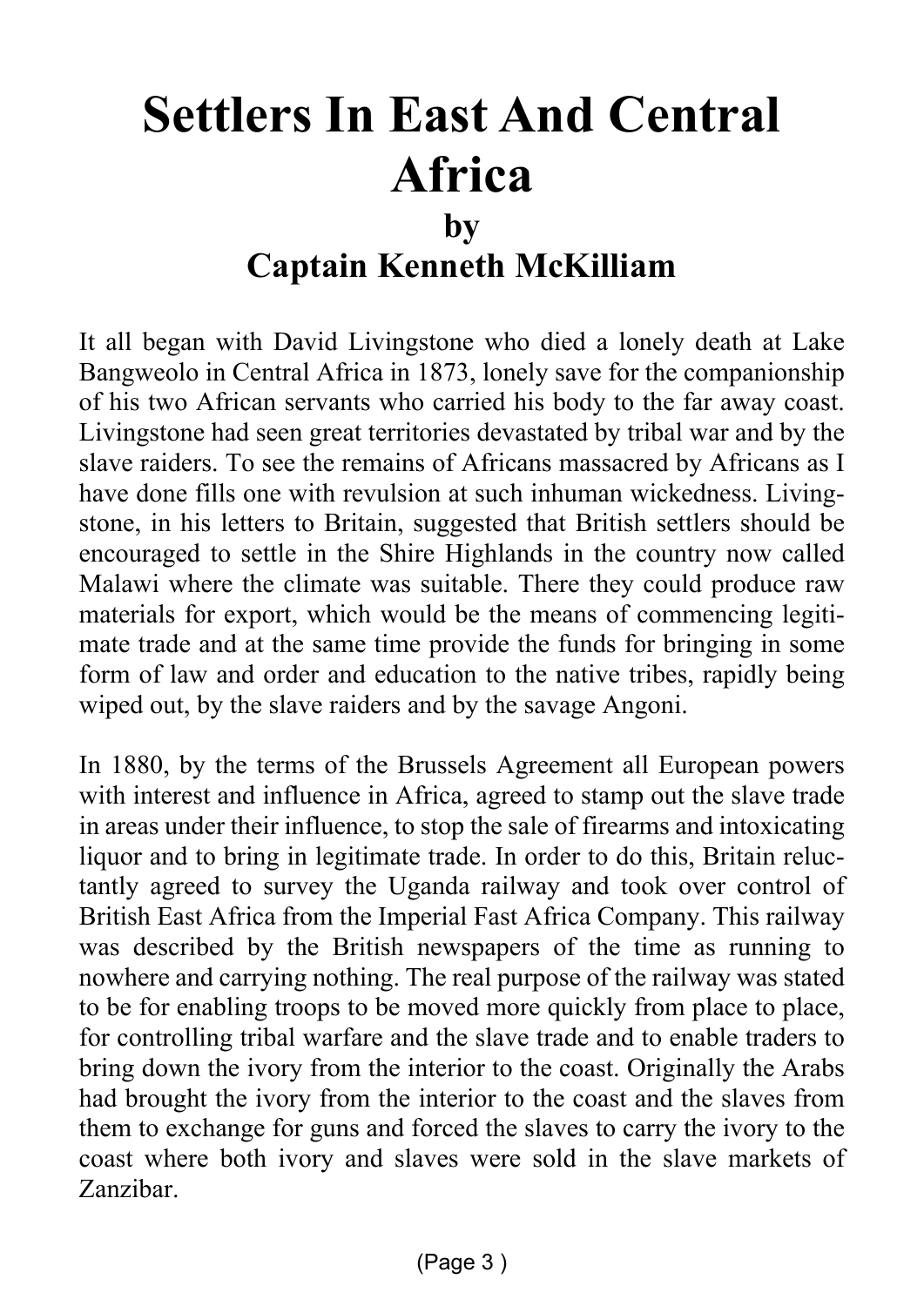# Settlers In East And Central Africa

## by

## Captain Kenneth McKilliam

It all began with David Livingstone who died a lonely death at Lake Bangweolo in Central Africa in 1873, lonely save for the companionship of his two African servants who carried his body to the far away coast. Livingstone had seen great territories devastated by tribal war and by the slave raiders. To see the remains of Africans massacred by Africans as I have done fills one with revulsion at such inhuman wickedness. Livingstone, in his letters to Britain, suggested that British settlers should be encouraged to settle in the Shire Highlands in the country now called Malawi where the climate was suitable. There they could produce raw materials for export, which would be the means of commencing legitimate trade and at the same time provide the funds for bringing in some form of law and order and education to the native tribes, rapidly being wiped out, by the slave raiders and by the savage Angoni.

In 1880, by the terms of the Brussels Agreement all European powers with interest and influence in Africa, agreed to stamp out the slave trade in areas under their influence, to stop the sale of firearms and intoxicating liquor and to bring in legitimate trade. In order to do this, Britain reluctantly agreed to survey the Uganda railway and took over control of British East Africa from the Imperial Fast Africa Company. This railway was described by the British newspapers of the time as running to nowhere and carrying nothing. The real purpose of the railway was stated to be for enabling troops to be moved more quickly from place to place, for controlling tribal warfare and the slave trade and to enable traders to bring down the ivory from the interior to the coast. Originally the Arabs had brought the ivory from the interior to the coast and the slaves from them to exchange for guns and forced the slaves to carry the ivory to the coast where both ivory and slaves were sold in the slave markets of Zanzibar.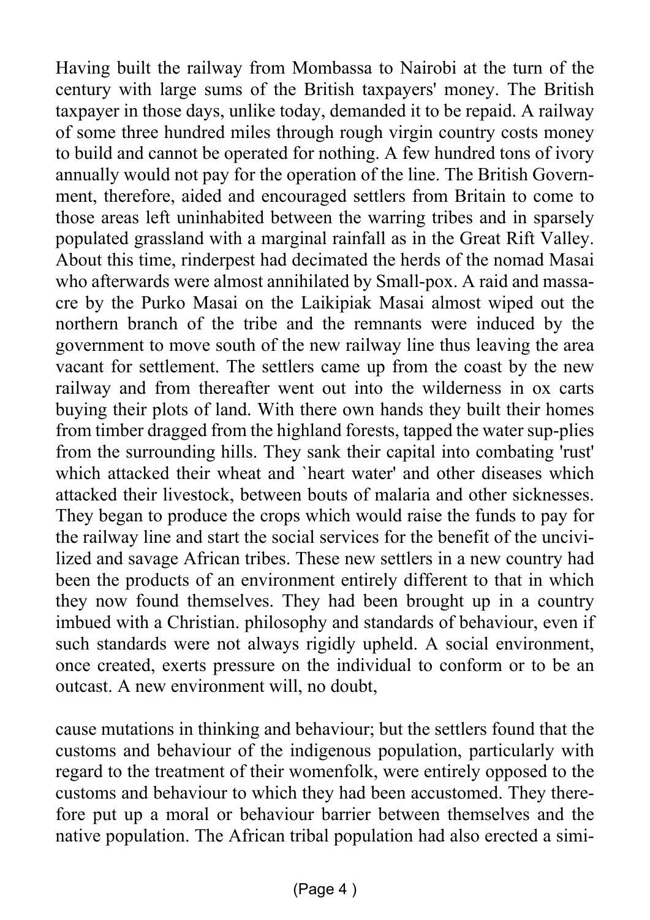Having built the railway from Mombassa to Nairobi at the turn of the century with large sums of the British taxpayers' money. The British taxpayer in those days, unlike today, demanded it to be repaid. A railway of some three hundred miles through rough virgin country costs money to build and cannot be operated for nothing. A few hundred tons of ivory annually would not pay for the operation of the line. The British Government, therefore, aided and encouraged settlers from Britain to come to those areas left uninhabited between the warring tribes and in sparsely populated grassland with a marginal rainfall as in the Great Rift Valley. About this time, rinderpest had decimated the herds of the nomad Masai who afterwards were almost annihilated by Small-pox. A raid and massacre by the Purko Masai on the Laikipiak Masai almost wiped out the northern branch of the tribe and the remnants were induced by the government to move south of the new railway line thus leaving the area vacant for settlement. The settlers came up from the coast by the new railway and from thereafter went out into the wilderness in ox carts buying their plots of land. With there own hands they built their homes from timber dragged from the highland forests, tapped the water sup-plies from the surrounding hills. They sank their capital into combating 'rust' which attacked their wheat and `heart water' and other diseases which attacked their livestock, between bouts of malaria and other sicknesses. They began to produce the crops which would raise the funds to pay for the railway line and start the social services for the benefit of the uncivilized and savage African tribes. These new settlers in a new country had been the products of an environment entirely different to that in which they now found themselves. They had been brought up in a country imbued with a Christian. philosophy and standards of behaviour, even if such standards were not always rigidly upheld. A social environment, once created, exerts pressure on the individual to conform or to be an outcast. A new environment will, no doubt,

cause mutations in thinking and behaviour; but the settlers found that the customs and behaviour of the indigenous population, particularly with regard to the treatment of their womenfolk, were entirely opposed to the customs and behaviour to which they had been accustomed. They therefore put up a moral or behaviour barrier between themselves and the native population. The African tribal population had also erected a simi-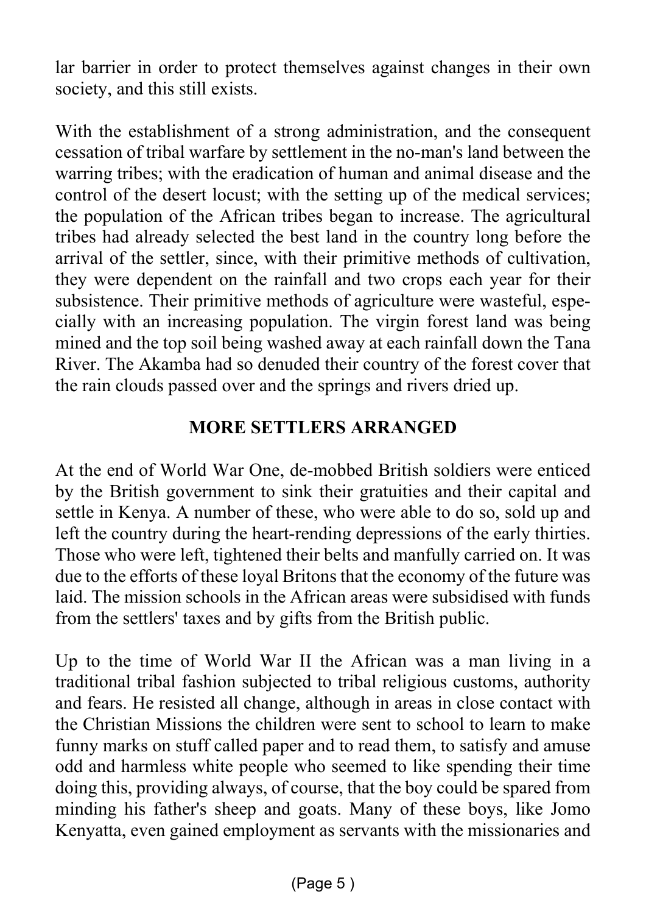lar barrier in order to protect themselves against changes in their own society, and this still exists.

With the establishment of a strong administration, and the consequent cessation of tribal warfare by settlement in the no-man's land between the warring tribes; with the eradication of human and animal disease and the control of the desert locust; with the setting up of the medical services; the population of the African tribes began to increase. The agricultural tribes had already selected the best land in the country long before the arrival of the settler, since, with their primitive methods of cultivation, they were dependent on the rainfall and two crops each year for their subsistence. Their primitive methods of agriculture were wasteful, especially with an increasing population. The virgin forest land was being mined and the top soil being washed away at each rainfall down the Tana River. The Akamba had so denuded their country of the forest cover that the rain clouds passed over and the springs and rivers dried up.

## MORE SETTLERS ARRANGED

At the end of World War One, de-mobbed British soldiers were enticed by the British government to sink their gratuities and their capital and settle in Kenya. A number of these, who were able to do so, sold up and left the country during the heart-rending depressions of the early thirties. Those who were left, tightened their belts and manfully carried on. It was due to the efforts of these loyal Britons that the economy of the future was laid. The mission schools in the African areas were subsidised with funds from the settlers' taxes and by gifts from the British public.

Up to the time of World War II the African was a man living in a traditional tribal fashion subjected to tribal religious customs, authority and fears. He resisted all change, although in areas in close contact with the Christian Missions the children were sent to school to learn to make funny marks on stuff called paper and to read them, to satisfy and amuse odd and harmless white people who seemed to like spending their time doing this, providing always, of course, that the boy could be spared from minding his father's sheep and goats. Many of these boys, like Jomo Kenyatta, even gained employment as servants with the missionaries and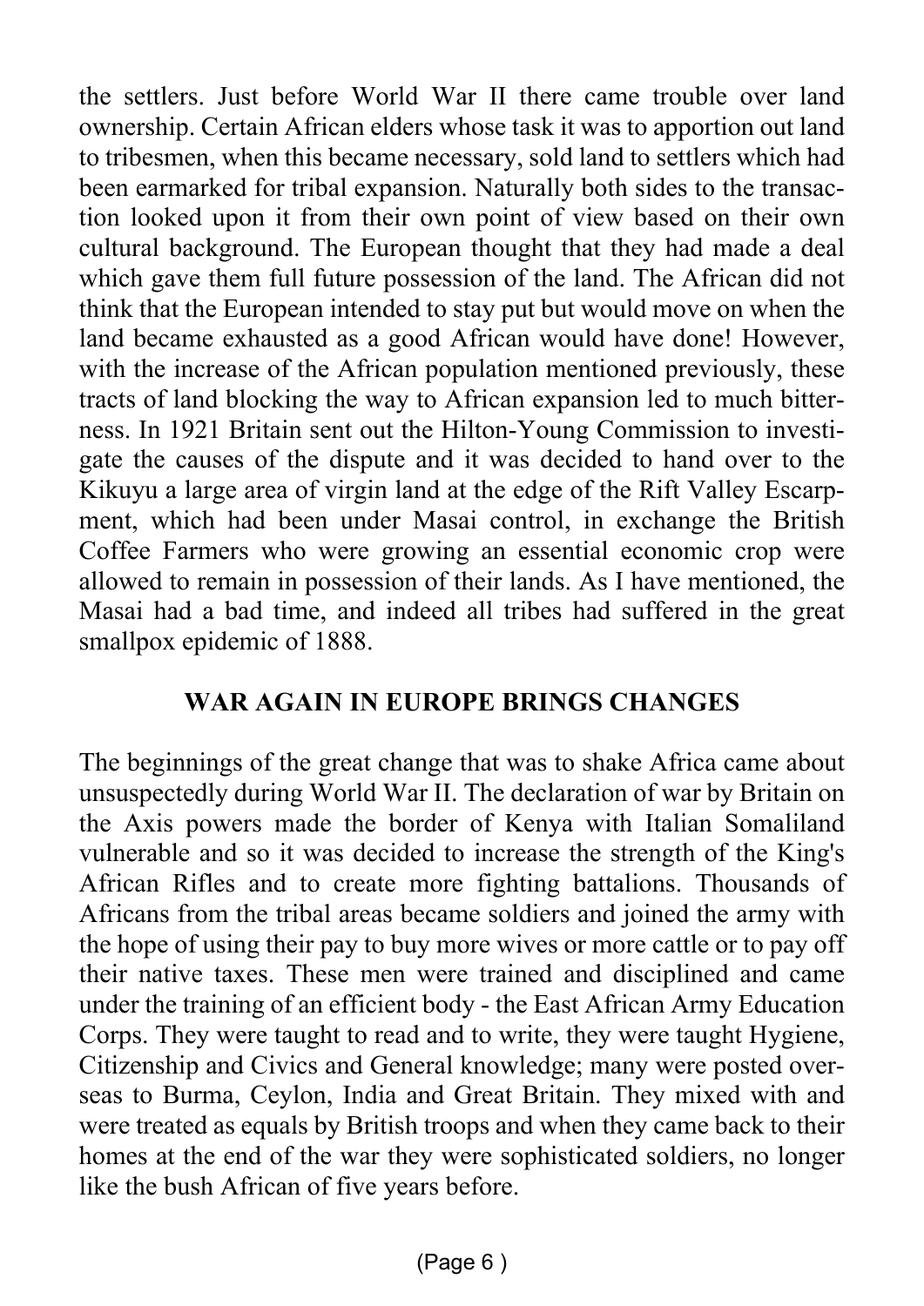the settlers. Just before World War II there came trouble over land ownership. Certain African elders whose task it was to apportion out land to tribesmen, when this became necessary, sold land to settlers which had been earmarked for tribal expansion. Naturally both sides to the transaction looked upon it from their own point of view based on their own cultural background. The European thought that they had made a deal which gave them full future possession of the land. The African did not think that the European intended to stay put but would move on when the land became exhausted as a good African would have done! However, with the increase of the African population mentioned previously, these tracts of land blocking the way to African expansion led to much bitterness. In 1921 Britain sent out the Hilton-Young Commission to investigate the causes of the dispute and it was decided to hand over to the Kikuyu a large area of virgin land at the edge of the Rift Valley Escarpment, which had been under Masai control, in exchange the British Coffee Farmers who were growing an essential economic crop were allowed to remain in possession of their lands. As I have mentioned, the Masai had a bad time, and indeed all tribes had suffered in the great smallpox epidemic of 1888.

## WAR AGAIN IN EUROPE BRINGS CHANGES

The beginnings of the great change that was to shake Africa came about unsuspectedly during World War II. The declaration of war by Britain on the Axis powers made the border of Kenya with Italian Somaliland vulnerable and so it was decided to increase the strength of the King's African Rifles and to create more fighting battalions. Thousands of Africans from the tribal areas became soldiers and joined the army with the hope of using their pay to buy more wives or more cattle or to pay off their native taxes. These men were trained and disciplined and came under the training of an efficient body - the East African Army Education Corps. They were taught to read and to write, they were taught Hygiene, Citizenship and Civics and General knowledge; many were posted overseas to Burma, Ceylon, India and Great Britain. They mixed with and were treated as equals by British troops and when they came back to their homes at the end of the war they were sophisticated soldiers, no longer like the bush African of five years before.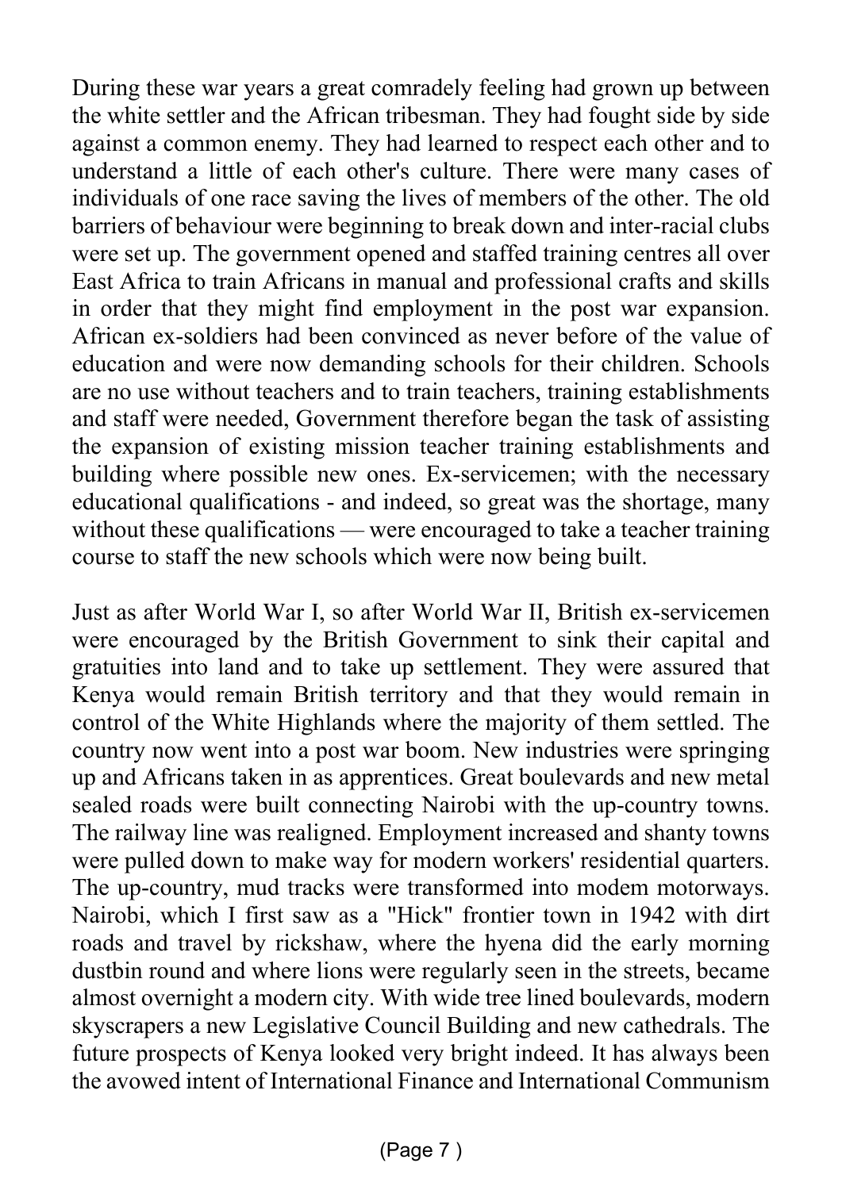During these war years a great comradely feeling had grown up between the white settler and the African tribesman. They had fought side by side against a common enemy. They had learned to respect each other and to understand a little of each other's culture. There were many cases of individuals of one race saving the lives of members of the other. The old barriers of behaviour were beginning to break down and inter-racial clubs were set up. The government opened and staffed training centres all over East Africa to train Africans in manual and professional crafts and skills in order that they might find employment in the post war expansion. African ex-soldiers had been convinced as never before of the value of education and were now demanding schools for their children. Schools are no use without teachers and to train teachers, training establishments and staff were needed, Government therefore began the task of assisting the expansion of existing mission teacher training establishments and building where possible new ones. Ex-servicemen; with the necessary educational qualifications - and indeed, so great was the shortage, many without these qualifications — were encouraged to take a teacher training course to staff the new schools which were now being built.

Just as after World War I, so after World War II, British ex-servicemen were encouraged by the British Government to sink their capital and gratuities into land and to take up settlement. They were assured that Kenya would remain British territory and that they would remain in control of the White Highlands where the majority of them settled. The country now went into a post war boom. New industries were springing up and Africans taken in as apprentices. Great boulevards and new metal sealed roads were built connecting Nairobi with the up-country towns. The railway line was realigned. Employment increased and shanty towns were pulled down to make way for modern workers' residential quarters. The up-country, mud tracks were transformed into modem motorways. Nairobi, which I first saw as a "Hick" frontier town in 1942 with dirt roads and travel by rickshaw, where the hyena did the early morning dustbin round and where lions were regularly seen in the streets, became almost overnight a modern city. With wide tree lined boulevards, modern skyscrapers a new Legislative Council Building and new cathedrals. The future prospects of Kenya looked very bright indeed. It has always been the avowed intent of International Finance and International Communism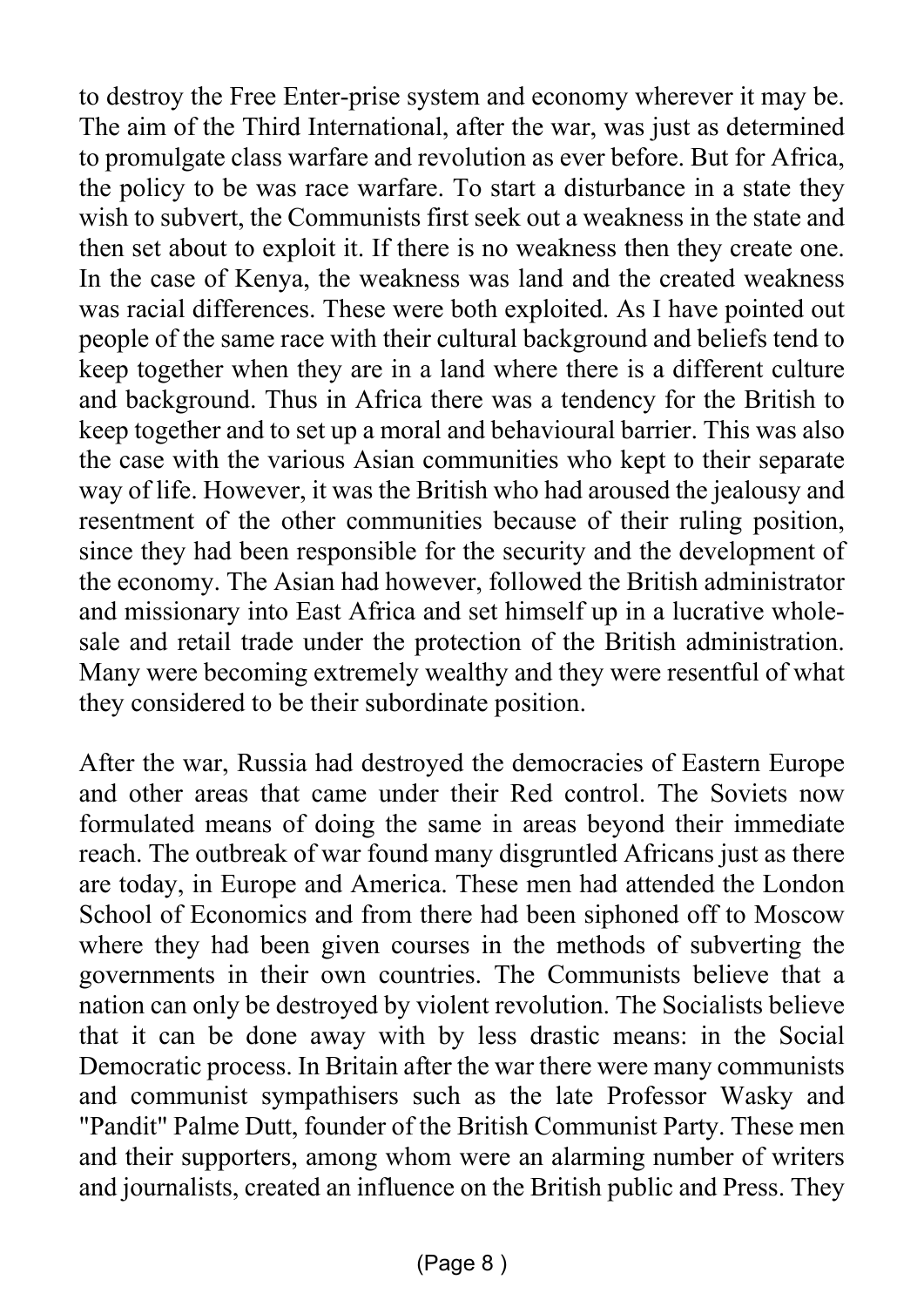to destroy the Free Enter-prise system and economy wherever it may be. The aim of the Third International, after the war, was just as determined to promulgate class warfare and revolution as ever before. But for Africa, the policy to be was race warfare. To start a disturbance in a state they wish to subvert, the Communists first seek out a weakness in the state and then set about to exploit it. If there is no weakness then they create one. In the case of Kenya, the weakness was land and the created weakness was racial differences. These were both exploited. As I have pointed out people of the same race with their cultural background and beliefs tend to keep together when they are in a land where there is a different culture and background. Thus in Africa there was a tendency for the British to keep together and to set up a moral and behavioural barrier. This was also the case with the various Asian communities who kept to their separate way of life. However, it was the British who had aroused the jealousy and resentment of the other communities because of their ruling position, since they had been responsible for the security and the development of the economy. The Asian had however, followed the British administrator and missionary into East Africa and set himself up in a lucrative whole-sale and retail trade under the protection of the British administration. Many were becoming extremely wealthy and they were resentful of what they considered to be their subordinate position.

After the war, Russia had destroyed the democracies of Eastern Europe and other areas that came under their Red control. The Soviets now formulated means of doing the same in areas beyond their immediate reach. The outbreak of war found many disgruntled Africans just as there are today, in Europe and America. These men had attended the London School of Economics and from there had been siphoned off to Moscow where they had been given courses in the methods of subverting the governments in their own countries. The Communists believe that a nation can only be destroyed by violent revolution. The Socialists believe that it can be done away with by less drastic means: in the Social Democratic process. In Britain after the war there were many communists and communist sympathisers such as the late Professor Wasky and "Pandit" Palme Dutt, founder of the British Communist Party. These men and their supporters, among whom were an alarming number of writers and journalists, created an influence on the British public and Press. They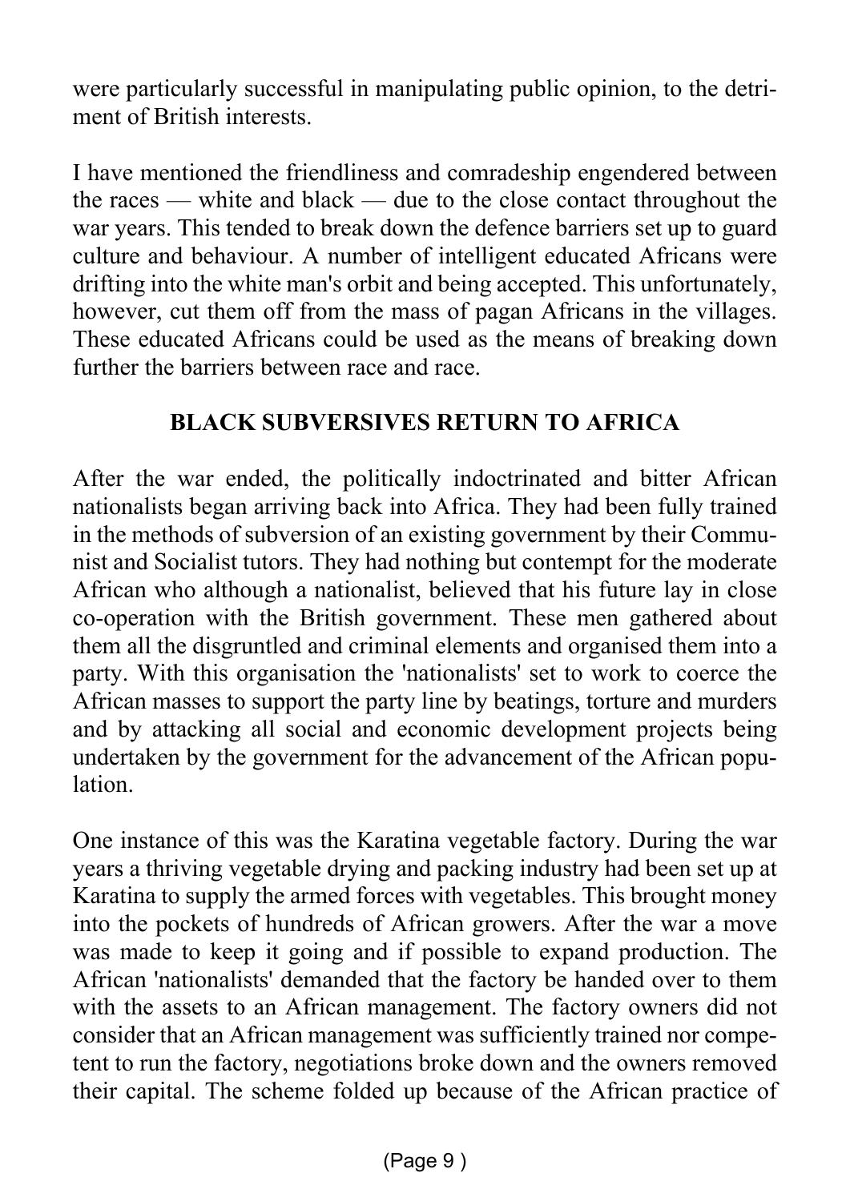were particularly successful in manipulating public opinion, to the detriment of British interests.

I have mentioned the friendliness and comradeship engendered between the races — white and black — due to the close contact throughout the war years. This tended to break down the defence barriers set up to guard culture and behaviour. A number of intelligent educated Africans were drifting into the white man's orbit and being accepted. This unfortunately, however, cut them off from the mass of pagan Africans in the villages. These educated Africans could be used as the means of breaking down further the barriers between race and race.

## BLACK SUBVERSIVES RETURN TO AFRICA

After the war ended, the politically indoctrinated and bitter African nationalists began arriving back into Africa. They had been fully trained in the methods of subversion of an existing government by their Communist and Socialist tutors. They had nothing but contempt for the moderate African who although a nationalist, believed that his future lay in close co-operation with the British government. These men gathered about them all the disgruntled and criminal elements and organised them into a party. With this organisation the 'nationalists' set to work to coerce the African masses to support the party line by beatings, torture and murders and by attacking all social and economic development projects being undertaken by the government for the advancement of the African population.

One instance of this was the Karatina vegetable factory. During the war years a thriving vegetable drying and packing industry had been set up at Karatina to supply the armed forces with vegetables. This brought money into the pockets of hundreds of African growers. After the war a move was made to keep it going and if possible to expand production. The African 'nationalists' demanded that the factory be handed over to them with the assets to an African management. The factory owners did not consider that an African management was sufficiently trained nor competent to run the factory, negotiations broke down and the owners removed their capital. The scheme folded up because of the African practice of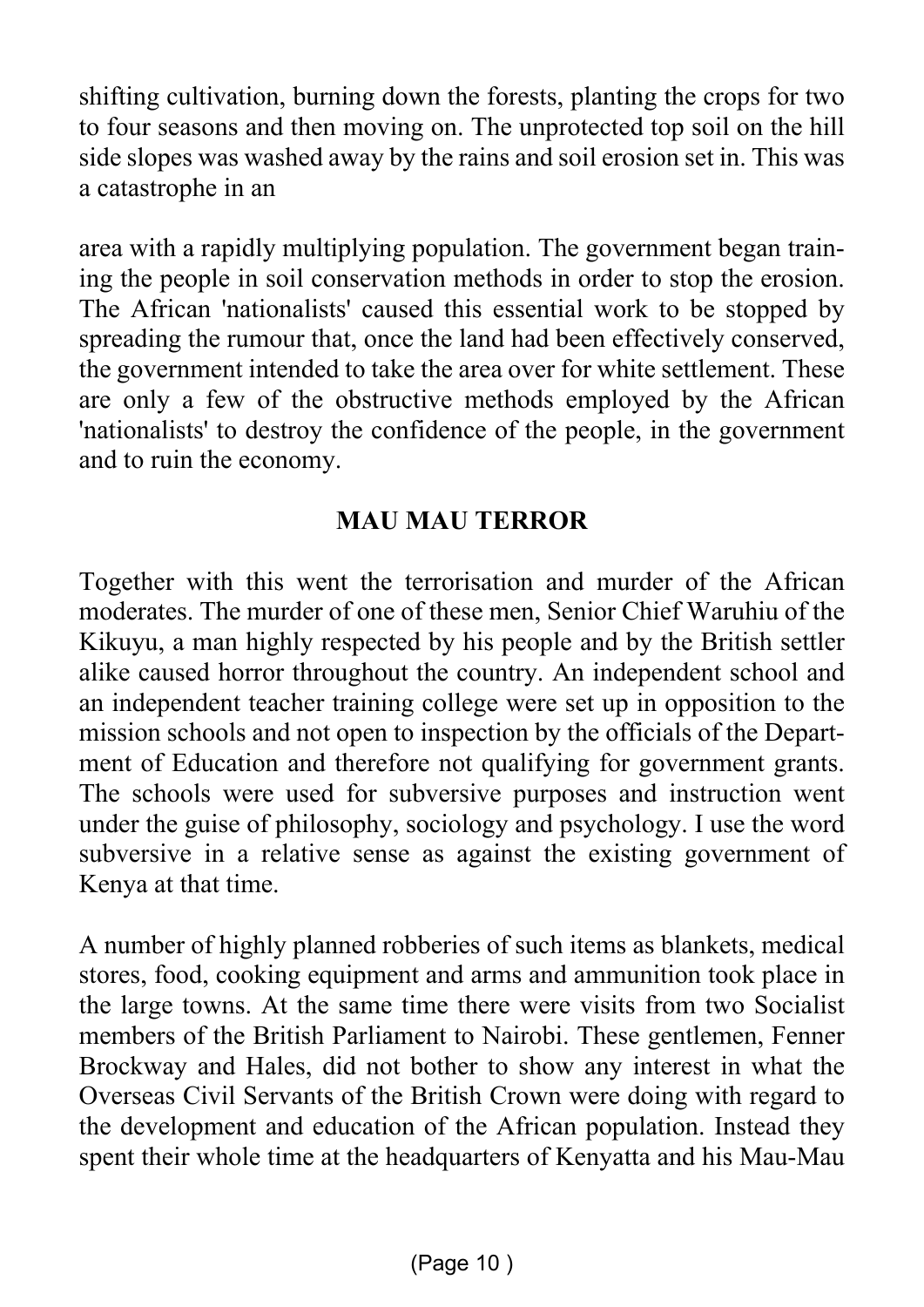shifting cultivation, burning down the forests, planting the crops for two to four seasons and then moving on. The unprotected top soil on the hill side slopes was washed away by the rains and soil erosion set in. This was a catastrophe in an

area with a rapidly multiplying population. The government began training the people in soil conservation methods in order to stop the erosion. The African 'nationalists' caused this essential work to be stopped by spreading the rumour that, once the land had been effectively conserved, the government intended to take the area over for white settlement. These are only a few of the obstructive methods employed by the African 'nationalists' to destroy the confidence of the people, in the government and to ruin the economy.

## MAU MAU TERROR

Together with this went the terrorisation and murder of the African moderates. The murder of one of these men, Senior Chief Waruhiu of the Kikuyu, a man highly respected by his people and by the British settler alike caused horror throughout the country. An independent school and an independent teacher training college were set up in opposition to the mission schools and not open to inspection by the officials of the Department of Education and therefore not qualifying for government grants. The schools were used for subversive purposes and instruction went under the guise of philosophy, sociology and psychology. I use the word subversive in a relative sense as against the existing government of Kenya at that time.

A number of highly planned robberies of such items as blankets, medical stores, food, cooking equipment and arms and ammunition took place in the large towns. At the same time there were visits from two Socialist members of the British Parliament to Nairobi. These gentlemen, Fenner Brockway and Hales, did not bother to show any interest in what the Overseas Civil Servants of the British Crown were doing with regard to the development and education of the African population. Instead they spent their whole time at the headquarters of Kenyatta and his Mau-Mau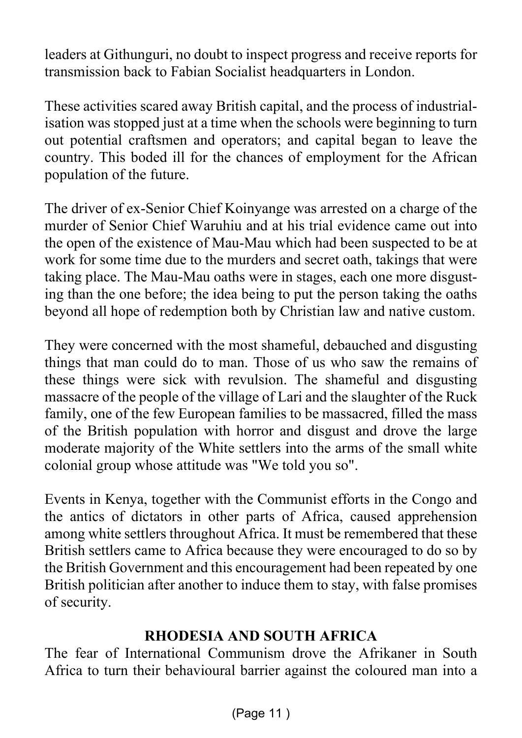leaders at Githunguri, no doubt to inspect progress and receive reports for transmission back to Fabian Socialist headquarters in London.

These activities scared away British capital, and the process of industrialisation was stopped just at a time when the schools were beginning to turn out potential craftsmen and operators; and capital began to leave the country. This boded ill for the chances of employment for the African population of the future.

The driver of ex-Senior Chief Koinyange was arrested on a charge of the murder of Senior Chief Waruhiu and at his trial evidence came out into the open of the existence of Mau-Mau which had been suspected to be at work for some time due to the murders and secret oath, takings that were taking place. The Mau-Mau oaths were in stages, each one more disgusting than the one before; the idea being to put the person taking the oaths beyond all hope of redemption both by Christian law and native custom.

They were concerned with the most shameful, debauched and disgusting things that man could do to man. Those of us who saw the remains of these things were sick with revulsion. The shameful and disgusting massacre of the people of the village of Lari and the slaughter of the Ruck family, one of the few European families to be massacred, filled the mass of the British population with horror and disgust and drove the large moderate majority of the White settlers into the arms of the small white colonial group whose attitude was "We told you so".

Events in Kenya, together with the Communist efforts in the Congo and the antics of dictators in other parts of Africa, caused apprehension among white settlers throughout Africa. It must be remembered that these British settlers came to Africa because they were encouraged to do so by the British Government and this encouragement had been repeated by one British politician after another to induce them to stay, with false promises of security.

## RHODESIA AND SOUTH AFRICA

The fear of International Communism drove the Afrikaner in South Africa to turn their behavioural barrier against the coloured man into a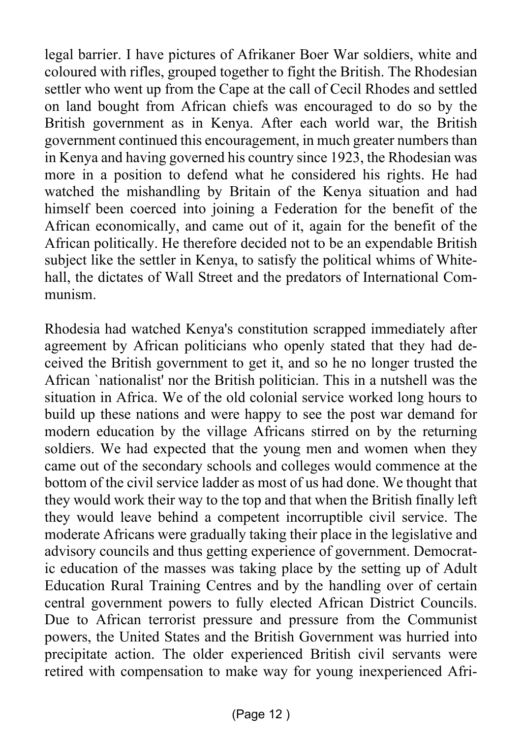legal barrier. I have pictures of Afrikaner Boer War soldiers, white and coloured with rifles, grouped together to fight the British. The Rhodesian settler who went up from the Cape at the call of Cecil Rhodes and settled on land bought from African chiefs was encouraged to do so by the British government as in Kenya. After each world war, the British government continued this encouragement, in much greater numbers than in Kenya and having governed his country since 1923, the Rhodesian was more in a position to defend what he considered his rights. He had watched the mishandling by Britain of the Kenya situation and had himself been coerced into joining a Federation for the benefit of the African economically, and came out of it, again for the benefit of the African politically. He therefore decided not to be an expendable British subject like the settler in Kenya, to satisfy the political whims of Whitehall, the dictates of Wall Street and the predators of International Communism.

Rhodesia had watched Kenya's constitution scrapped immediately after agreement by African politicians who openly stated that they had deceived the British government to get it, and so he no longer trusted the African `nationalist' nor the British politician. This in a nutshell was the situation in Africa. We of the old colonial service worked long hours to build up these nations and were happy to see the post war demand for modern education by the village Africans stirred on by the returning soldiers. We had expected that the young men and women when they came out of the secondary schools and colleges would commence at the bottom of the civil service ladder as most of us had done. We thought that they would work their way to the top and that when the British finally left they would leave behind a competent incorruptible civil service. The moderate Africans were gradually taking their place in the legislative and advisory councils and thus getting experience of government. Democratic education of the masses was taking place by the setting up of Adult Education Rural Training Centres and by the handling over of certain central government powers to fully elected African District Councils. Due to African terrorist pressure and pressure from the Communist powers, the United States and the British Government was hurried into precipitate action. The older experienced British civil servants were retired with compensation to make way for young inexperienced Afri-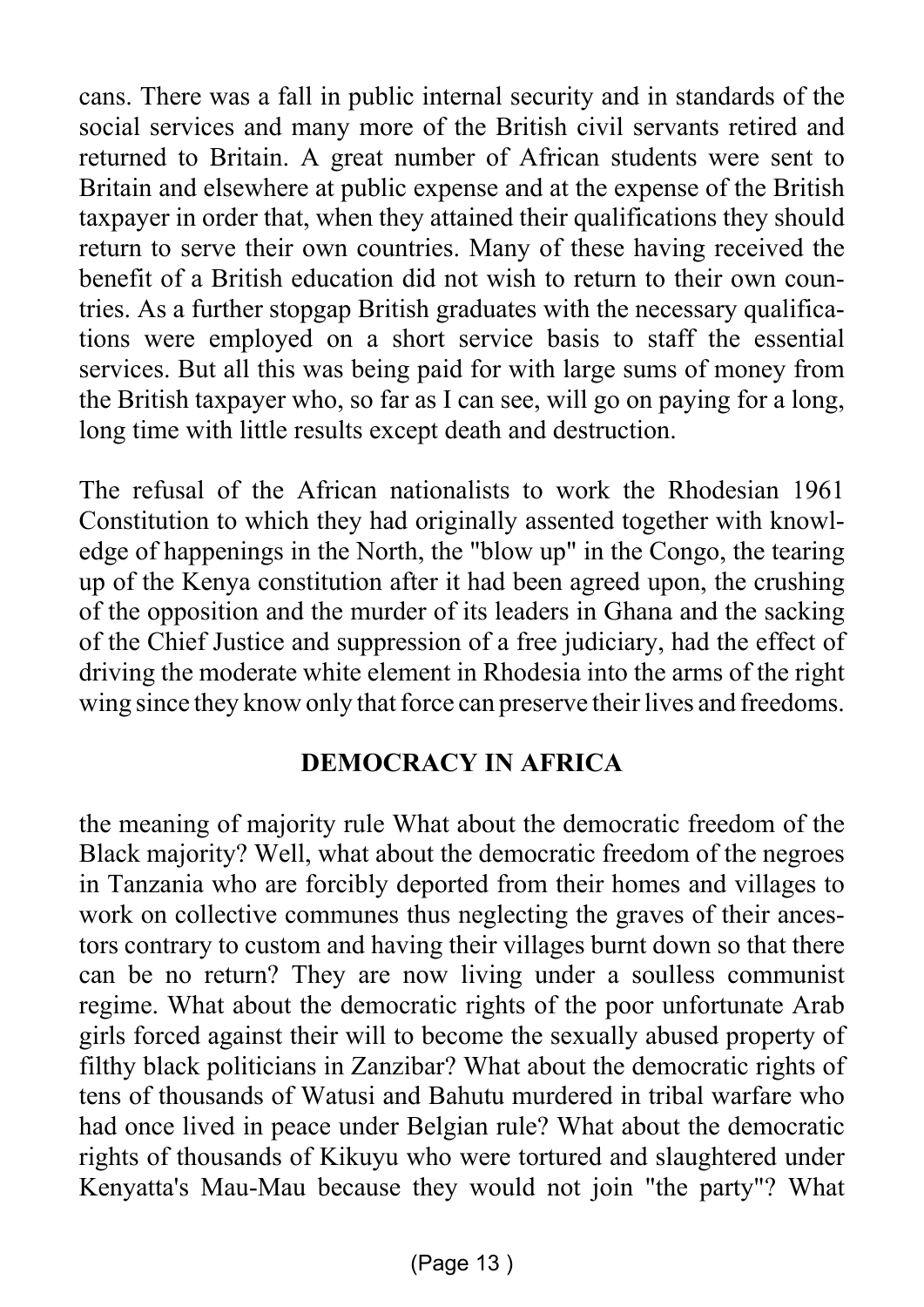cans. There was a fall in public internal security and in standards of the social services and many more of the British civil servants retired and returned to Britain. A great number of African students were sent to Britain and elsewhere at public expense and at the expense of the British taxpayer in order that, when they attained their qualifications they should return to serve their own countries. Many of these having received the benefit of a British education did not wish to return to their own countries. As a further stopgap British graduates with the necessary qualifications were employed on a short service basis to staff the essential services. But all this was being paid for with large sums of money from the British taxpayer who, so far as I can see, will go on paying for a long, long time with little results except death and destruction.

The refusal of the African nationalists to work the Rhodesian 1961 Constitution to which they had originally assented together with knowledge of happenings in the North, the "blow up" in the Congo, the tearing up of the Kenya constitution after it had been agreed upon, the crushing of the opposition and the murder of its leaders in Ghana and the sacking of the Chief Justice and suppression of a free judiciary, had the effect of driving the moderate white element in Rhodesia into the arms of the right wing since they know only that force can preserve their lives and freedoms.

## DEMOCRACY IN AFRICA

the meaning of majority rule What about the democratic freedom of the Black majority? Well, what about the democratic freedom of the negroes in Tanzania who are forcibly deported from their homes and villages to work on collective communes thus neglecting the graves of their ancestors contrary to custom and having their villages burnt down so that there can be no return? They are now living under a soulless communist regime. What about the democratic rights of the poor unfortunate Arab girls forced against their will to become the sexually abused property of filthy black politicians in Zanzibar? What about the democratic rights of tens of thousands of Watusi and Bahutu murdered in tribal warfare who had once lived in peace under Belgian rule? What about the democratic rights of thousands of Kikuyu who were tortured and slaughtered under Kenyatta's Mau-Mau because they would not join "the party"? What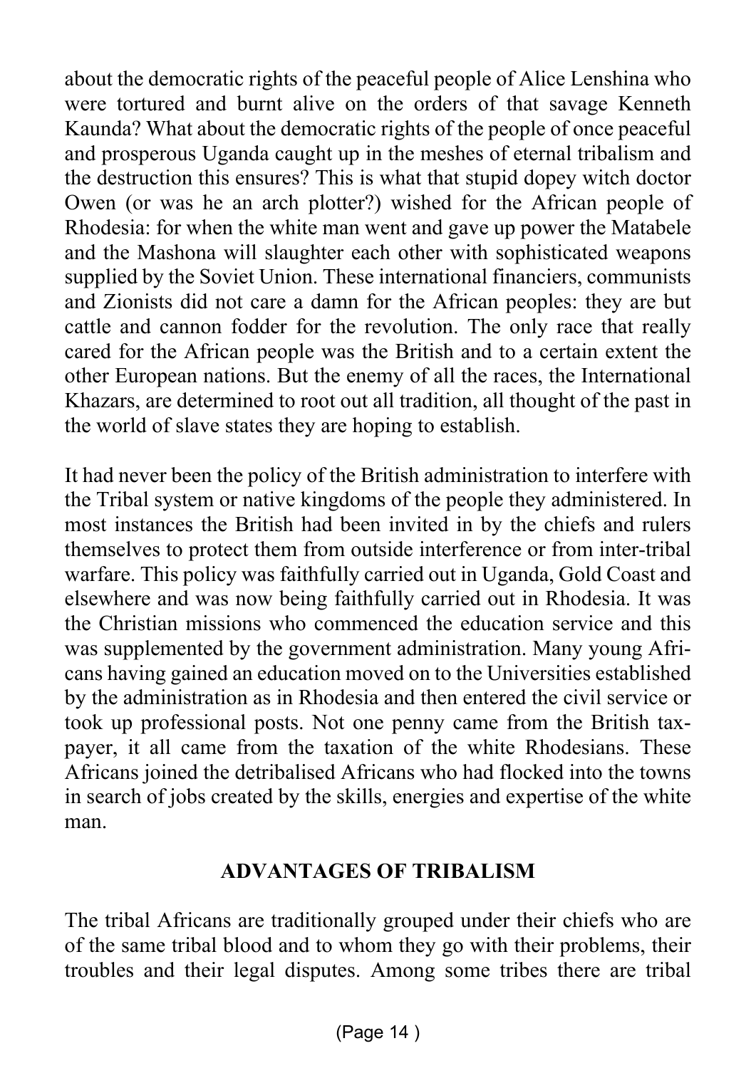about the democratic rights of the peaceful people of Alice Lenshina who were tortured and burnt alive on the orders of that savage Kenneth Kaunda? What about the democratic rights of the people of once peaceful and prosperous Uganda caught up in the meshes of eternal tribalism and the destruction this ensures? This is what that stupid dopey witch doctor Owen (or was he an arch plotter?) wished for the African people of Rhodesia: for when the white man went and gave up power the Matabele and the Mashona will slaughter each other with sophisticated weapons supplied by the Soviet Union. These international financiers, communists and Zionists did not care a damn for the African peoples: they are but cattle and cannon fodder for the revolution. The only race that really cared for the African people was the British and to a certain extent the other European nations. But the enemy of all the races, the International Khazars, are determined to root out all tradition, all thought of the past in the world of slave states they are hoping to establish.

It had never been the policy of the British administration to interfere with the Tribal system or native kingdoms of the people they administered. In most instances the British had been invited in by the chiefs and rulers themselves to protect them from outside interference or from inter-tribal warfare. This policy was faithfully carried out in Uganda, Gold Coast and elsewhere and was now being faithfully carried out in Rhodesia. It was the Christian missions who commenced the education service and this was supplemented by the government administration. Many young Africans having gained an education moved on to the Universities established by the administration as in Rhodesia and then entered the civil service or took up professional posts. Not one penny came from the British taxpayer, it all came from the taxation of the white Rhodesians. These Africans joined the detribalised Africans who had flocked into the towns in search of jobs created by the skills, energies and expertise of the white man.

## ADVANTAGES OF TRIBALISM

The tribal Africans are traditionally grouped under their chiefs who are of the same tribal blood and to whom they go with their problems, their troubles and their legal disputes. Among some tribes there are tribal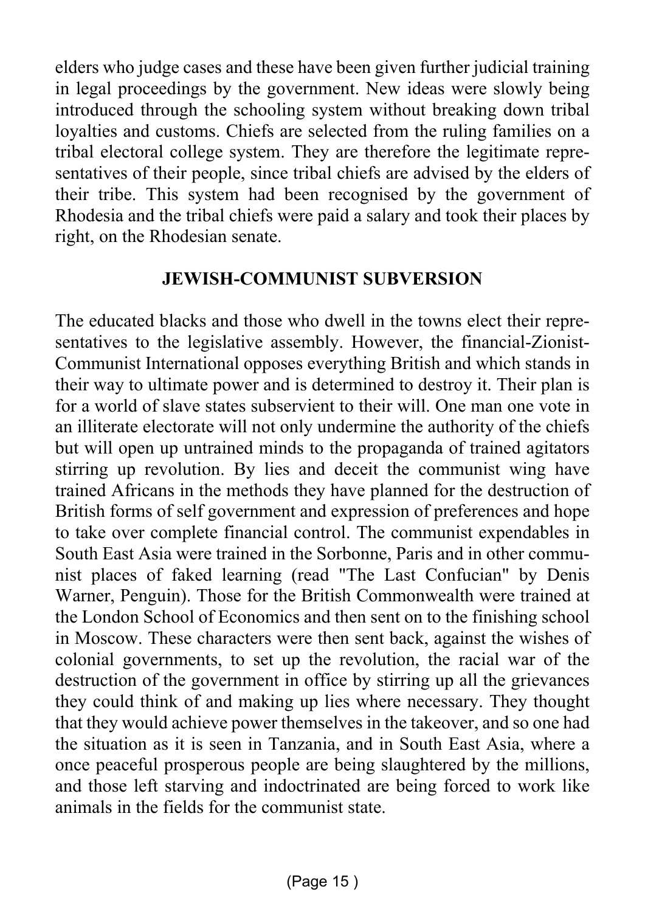elders who judge cases and these have been given further judicial training in legal proceedings by the government. New ideas were slowly being introduced through the schooling system without breaking down tribal loyalties and customs. Chiefs are selected from the ruling families on a tribal electoral college system. They are therefore the legitimate representatives of their people, since tribal chiefs are advised by the elders of their tribe. This system had been recognised by the government of Rhodesia and the tribal chiefs were paid a salary and took their places by right, on the Rhodesian senate.

## JEWISH-COMMUNIST SUBVERSION

The educated blacks and those who dwell in the towns elect their representatives to the legislative assembly. However, the financial-Zionist-Communist International opposes everything British and which stands in their way to ultimate power and is determined to destroy it. Their plan is for a world of slave states subservient to their will. One man one vote in an illiterate electorate will not only undermine the authority of the chiefs but will open up untrained minds to the propaganda of trained agitators stirring up revolution. By lies and deceit the communist wing have trained Africans in the methods they have planned for the destruction of British forms of self government and expression of preferences and hope to take over complete financial control. The communist expendables in South East Asia were trained in the Sorbonne, Paris and in other communist places of faked learning (read "The Last Confucian" by Denis Warner, Penguin). Those for the British Commonwealth were trained at the London School of Economics and then sent on to the finishing school in Moscow. These characters were then sent back, against the wishes of colonial governments, to set up the revolution, the racial war of the destruction of the government in office by stirring up all the grievances they could think of and making up lies where necessary. They thought that they would achieve power themselves in the takeover, and so one had the situation as it is seen in Tanzania, and in South East Asia, where a once peaceful prosperous people are being slaughtered by the millions, and those left starving and indoctrinated are being forced to work like animals in the fields for the communist state.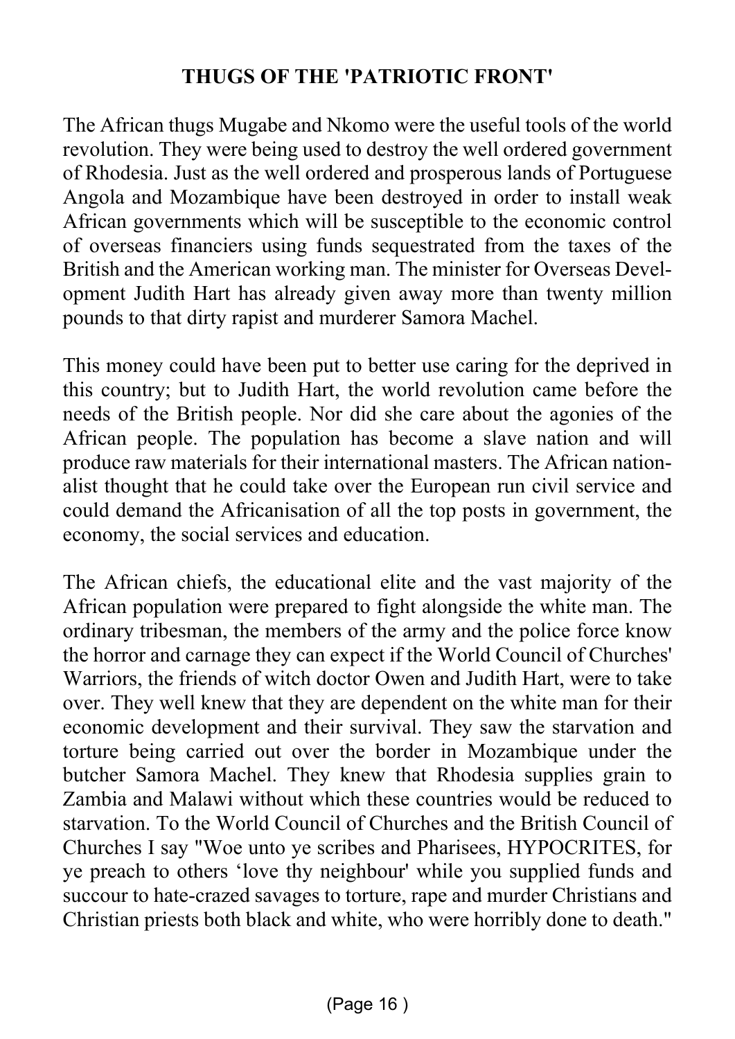## THUGS OF THE 'PATRIOTIC FRONT'

The African thugs Mugabe and Nkomo were the useful tools of the world revolution. They were being used to destroy the well ordered government of Rhodesia. Just as the well ordered and prosperous lands of Portuguese Angola and Mozambique have been destroyed in order to install weak African governments which will be susceptible to the economic control of overseas financiers using funds sequestrated from the taxes of the British and the American working man. The minister for Overseas Development Judith Hart has already given away more than twenty million pounds to that dirty rapist and murderer Samora Machel.

This money could have been put to better use caring for the deprived in this country; but to Judith Hart, the world revolution came before the needs of the British people. Nor did she care about the agonies of the African people. The population has become a slave nation and will produce raw materials for their international masters. The African nationalist thought that he could take over the European run civil service and could demand the Africanisation of all the top posts in government, the economy, the social services and education.

The African chiefs, the educational elite and the vast majority of the African population were prepared to fight alongside the white man. The ordinary tribesman, the members of the army and the police force know the horror and carnage they can expect if the World Council of Churches' Warriors, the friends of witch doctor Owen and Judith Hart, were to take over. They well knew that they are dependent on the white man for their economic development and their survival. They saw the starvation and torture being carried out over the border in Mozambique under the butcher Samora Machel. They knew that Rhodesia supplies grain to Zambia and Malawi without which these countries would be reduced to starvation. To the World Council of Churches and the British Council of Churches I say "Woe unto ye scribes and Pharisees, HYPOCRITES, for ye preach to others 'love thy neighbour' while you supplied funds and succour to hate-crazed savages to torture, rape and murder Christians and Christian priests both black and white, who were horribly done to death."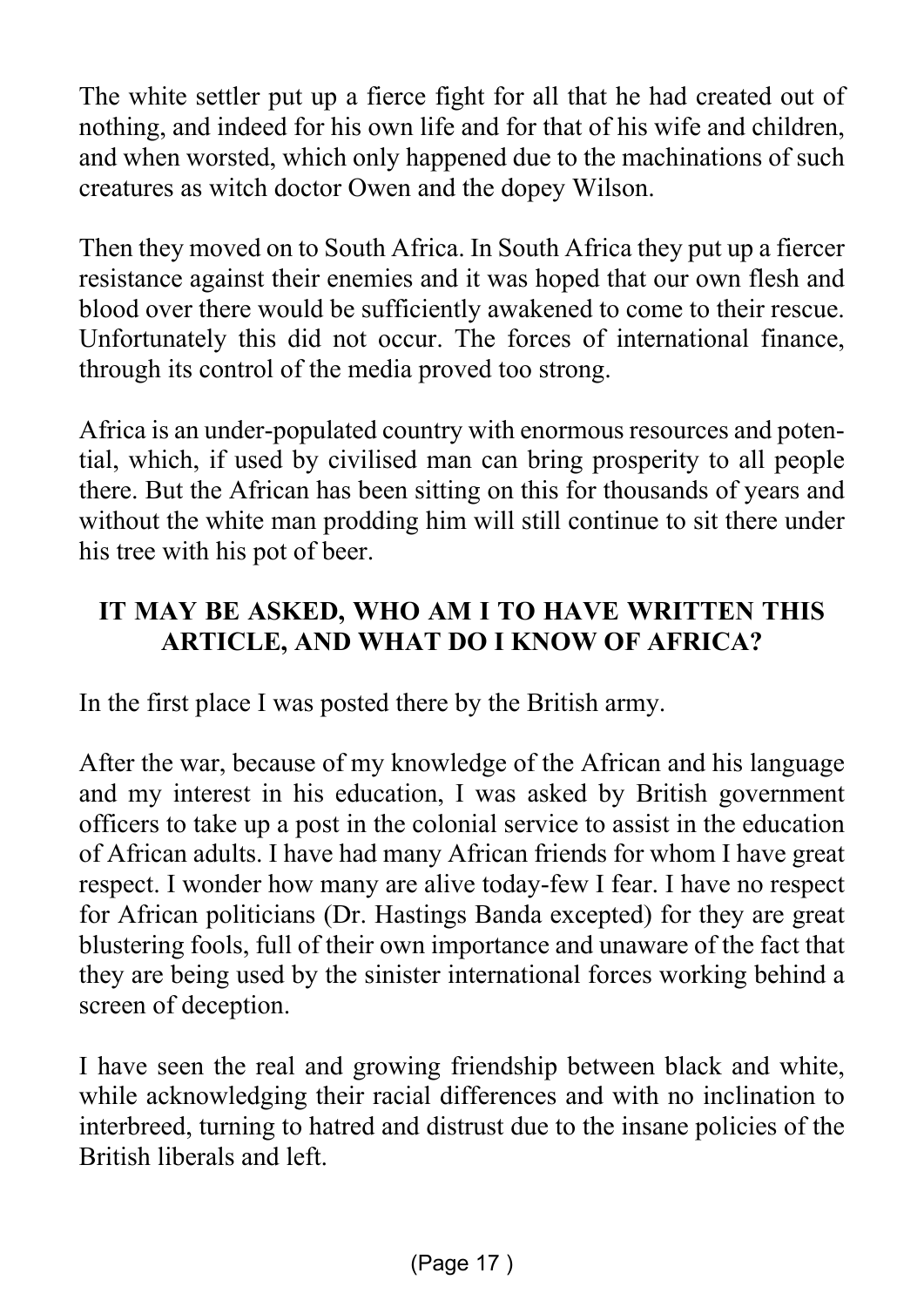The white settler put up a fierce fight for all that he had created out of nothing, and indeed for his own life and for that of his wife and children, and when worsted, which only happened due to the machinations of such creatures as witch doctor Owen and the dopey Wilson.

Then they moved on to South Africa. In South Africa they put up a fiercer resistance against their enemies and it was hoped that our own flesh and blood over there would be sufficiently awakened to come to their rescue. Unfortunately this did not occur. The forces of international finance, through its control of the media proved too strong.

Africa is an under-populated country with enormous resources and potential, which, if used by civilised man can bring prosperity to all people there. But the African has been sitting on this for thousands of years and without the white man prodding him will still continue to sit there under his tree with his pot of beer.

**IT MAY BE ASKED, WHO AM I TO HAVE WRITTEN THIS ARTICLE, AND WHAT DO I KNOW OF AFRICA?**

In the first place I was posted there by the British army.

After the war, because of my knowledge of the African and his language and my interest in his education, I was asked by British government officers to take up a post in the colonial service to assist in the education of African adults. I have had many African friends for whom I have great respect. I wonder how many are alive today-few I fear. I have no respect for African politicians (Dr. Hastings Banda excepted) for they are great blustering fools, full of their own importance and unaware of the fact that they are being used by the sinister international forces working behind a screen of deception.

I have seen the real and growing friendship between black and white, while acknowledging their racial differences and with no inclination to interbreed, turning to hatred and distrust due to the insane policies of the British liberals and left.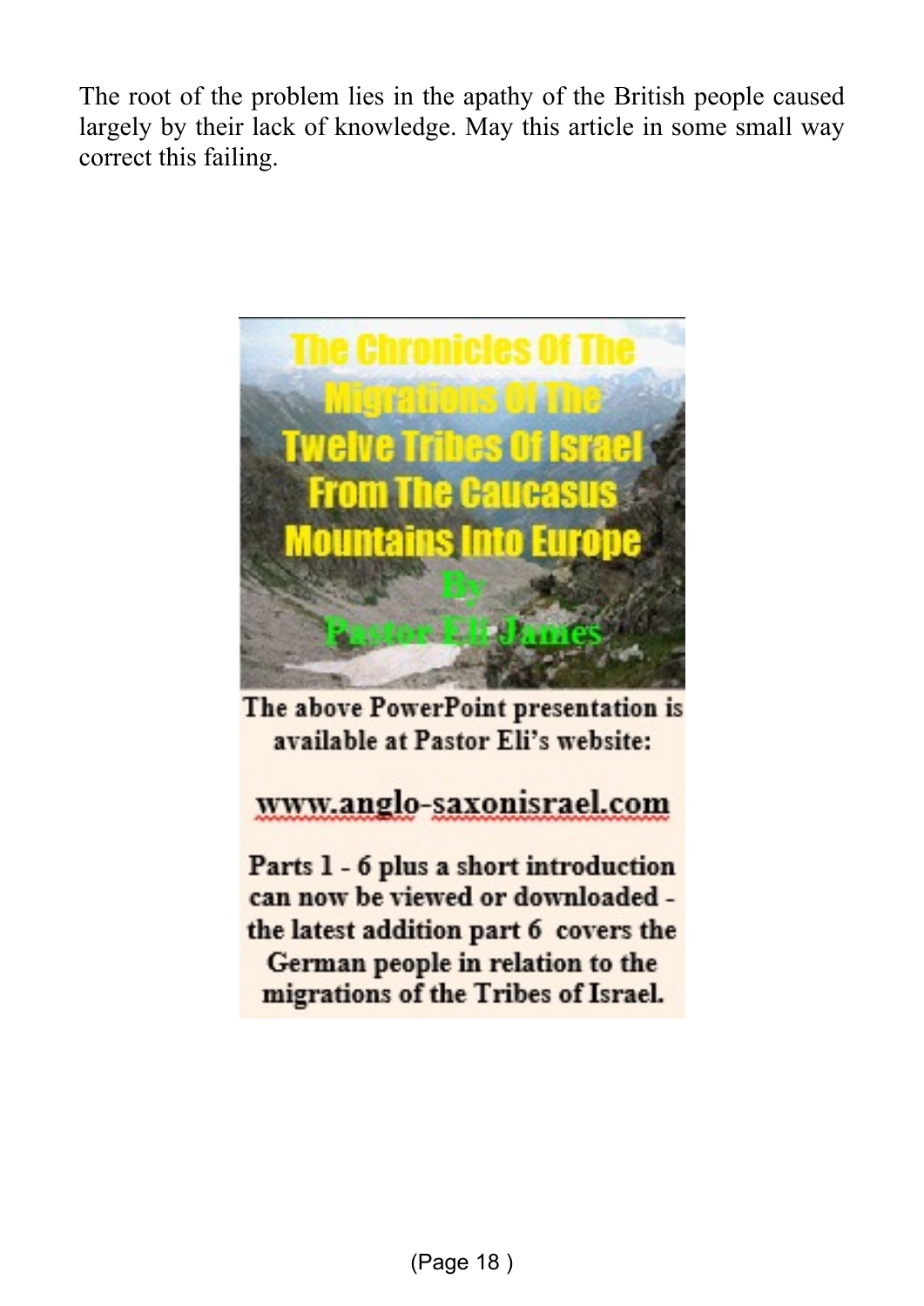The root of the problem lies in the apathy of the British people caused largely by their lack of knowledge. May this article in some small way correct this failing.

The Chronicles Of The Migrations Of The Twelve Tribes Of Israel From The Caucasus Mountains Into Europe By Pastor Eli James

The above PowerPoint presentation is available at Pastor Eli's website:

www.anglo-saxonisrael.com

Parts 1 - 6 plus a short introduction can now be viewed or downloaded - the latest addition part 6 covers the German people in relation to the migrations of the Tribes of Israel.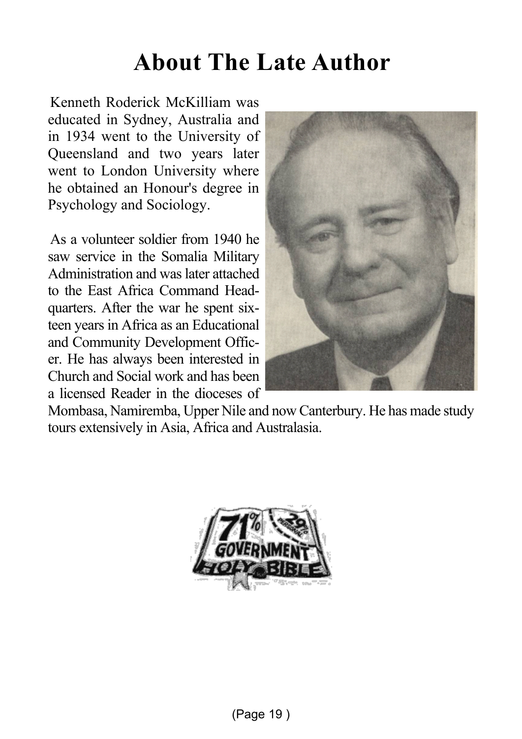# About The Late Author

Kenneth Roderick McKilliam was educated in Sydney, Australia and in 1934 went to the University of Queensland and two years later went to London University where he obtained an Honour's degree in Psychology and Sociology.

As a volunteer soldier from 1940 he saw service in the Somalia Military Administration and was later attached to the East Africa Command Headquarters. After the war he spent sixteen years in Africa as an Educational and Community Development Officer. He has always been interested in Church and Social work and has been a licensed Reader in the dioceses of Mombasa, Namiremba, Upper Nile and now Canterbury. He has made study tours extensively in Asia, Africa and Australasia.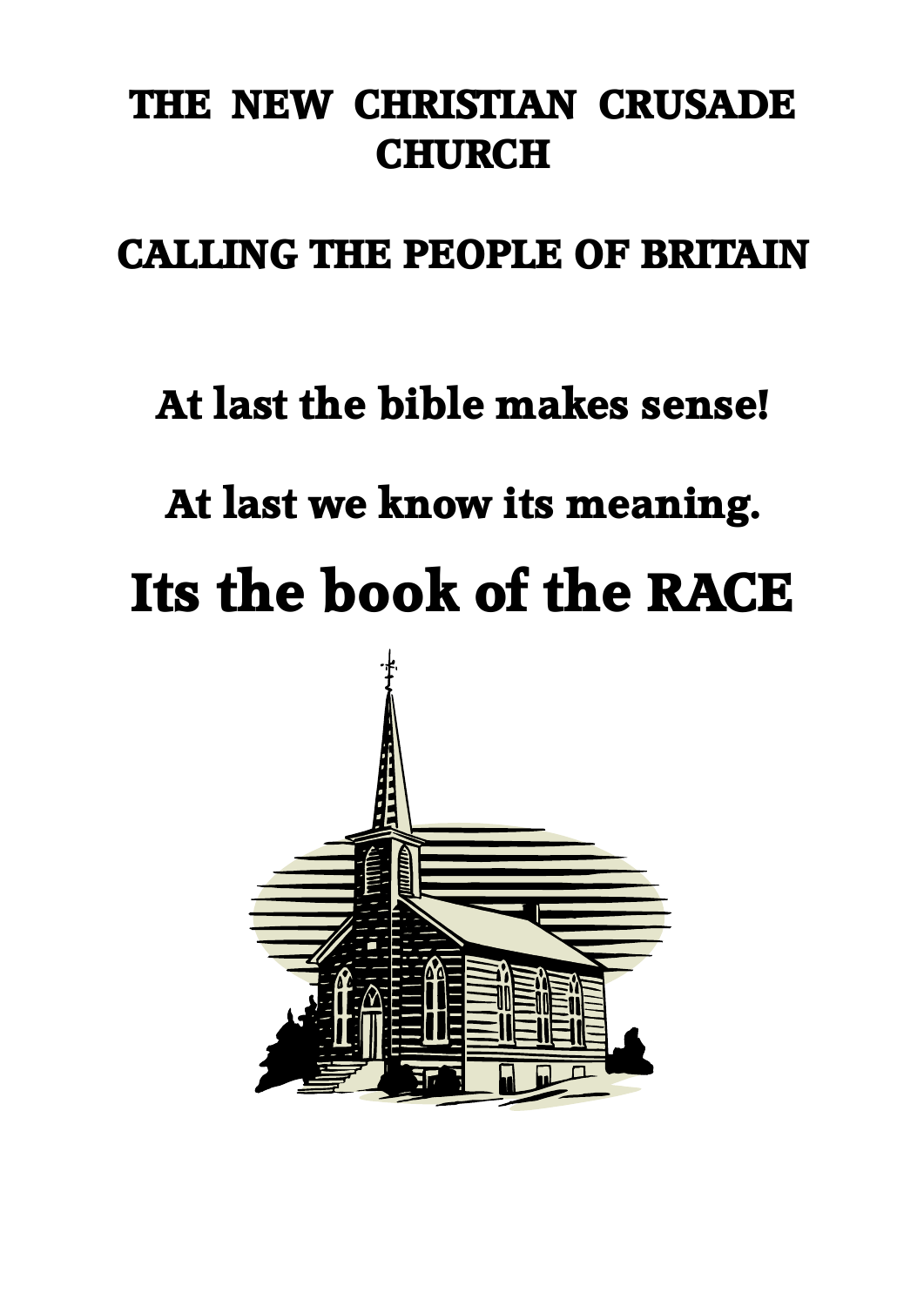# THE NEW CHRISTIAN CRUSADE CHURCH

## CALLING THE PEOPLE OF BRITAIN

## At last the bible makes sense!

## At last we know its meaning.

# Its the book of the RACE